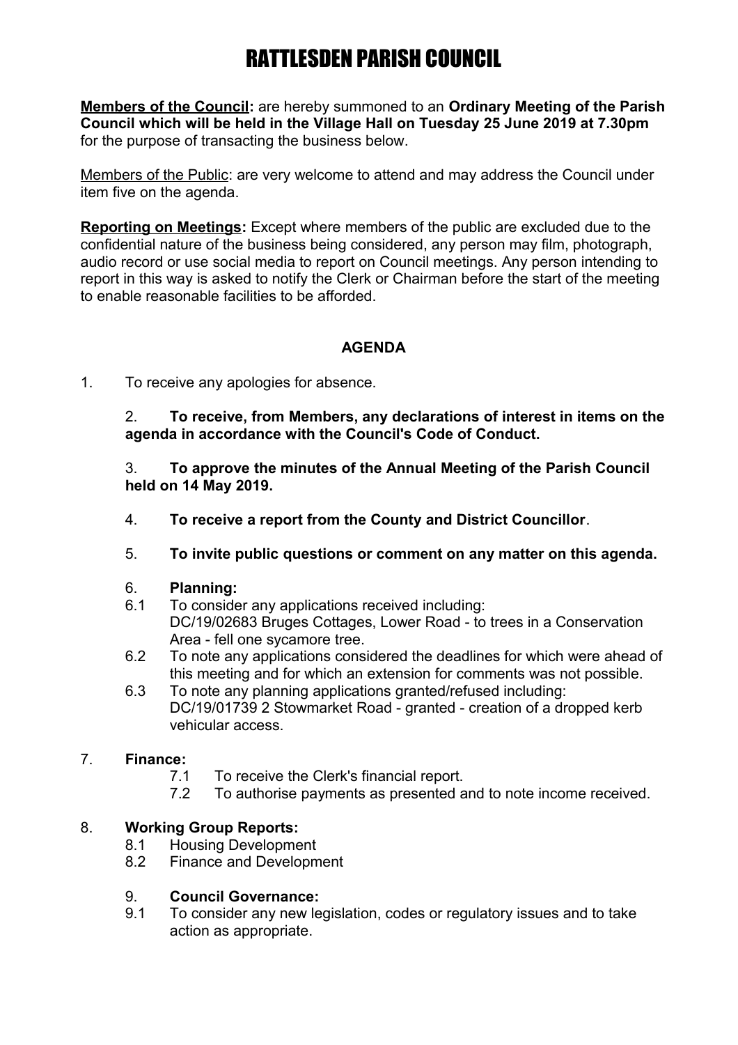# RATTLESDEN PARISH COUNCIL

**Members of the Council:** are hereby summoned to an **Ordinary Meeting of the Parish Council which will be held in the Village Hall on Tuesday 25 June 2019 at 7.30pm** for the purpose of transacting the business below.

Members of the Public: are very welcome to attend and may address the Council under item five on the agenda.

**Reporting on Meetings:** Except where members of the public are excluded due to the confidential nature of the business being considered, any person may film, photograph, audio record or use social media to report on Council meetings. Any person intending to report in this way is asked to notify the Clerk or Chairman before the start of the meeting to enable reasonable facilities to be afforded.

## AGENDA

1. To receive any apologies for absence.

2. **To receive, from Members, any declarations of interest in items on the agenda in accordance with the Council's Code of Conduct.**

3. **To approve the minutes of the Annual Meeting of the Parish Council held on 14 May 2019.**

4. **To receive a report from the County and District Councillor**.

5. **To invite public questions or comment on any matter on this agenda.**

6. **Planning:**
   - 6.1 To consider any applications received including: DC/19/02683 Bruges Cottages, Lower Road - to trees in a Conservation Area - fell one sycamore tree.
   - 6.2 To note any applications considered the deadlines for which were ahead of this meeting and for which an extension for comments was not possible.
   - 6.3 To note any planning applications granted/refused including: DC/19/01739 2 Stowmarket Road - granted - creation of a dropped kerb vehicular access.

7. **Finance:**
   - 7.1 To receive the Clerk's financial report.
   - 7.2 To authorise payments as presented and to note income received.

8. **Working Group Reports:**
   - 8.1 Housing Development
   - 8.2 Finance and Development

9. **Council Governance:**
   - 9.1 To consider any new legislation, codes or regulatory issues and to take action as appropriate.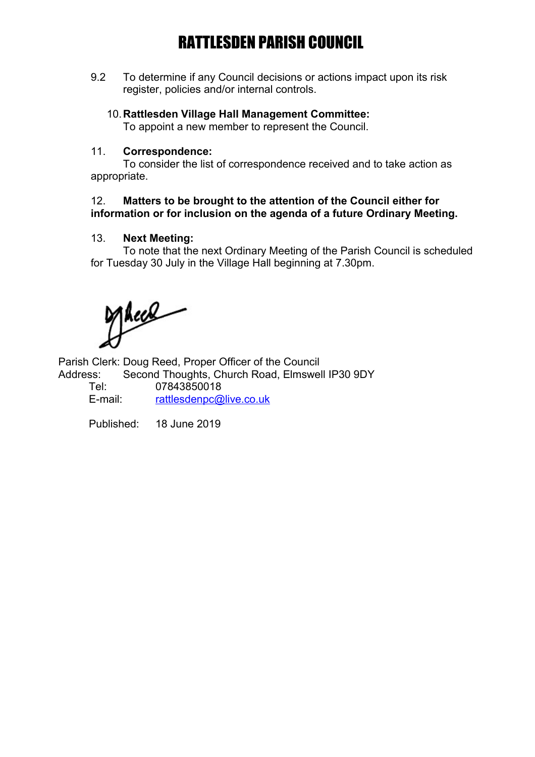9.2 To determine if any Council decisions or actions impact upon its risk register, policies and/or internal controls.

10. **Rattlesden Village Hall Management Committee:**
To appoint a new member to represent the Council.

11. **Correspondence:**
To consider the list of correspondence received and to take action as appropriate.

12. **Matters to be brought to the attention of the Council either for information or for inclusion on the agenda of a future Ordinary Meeting.**

13. **Next Meeting:**
To note that the next Ordinary Meeting of the Parish Council is scheduled for Tuesday 30 July in the Village Hall beginning at 7.30pm.

Parish Clerk: Doug Reed, Proper Officer of the Council
Address: Second Thoughts, Church Road, Elmswell IP30 9DY
Tel: 07843850018
E-mail: rattlesdenpc@live.co.uk

Published: 18 June 2019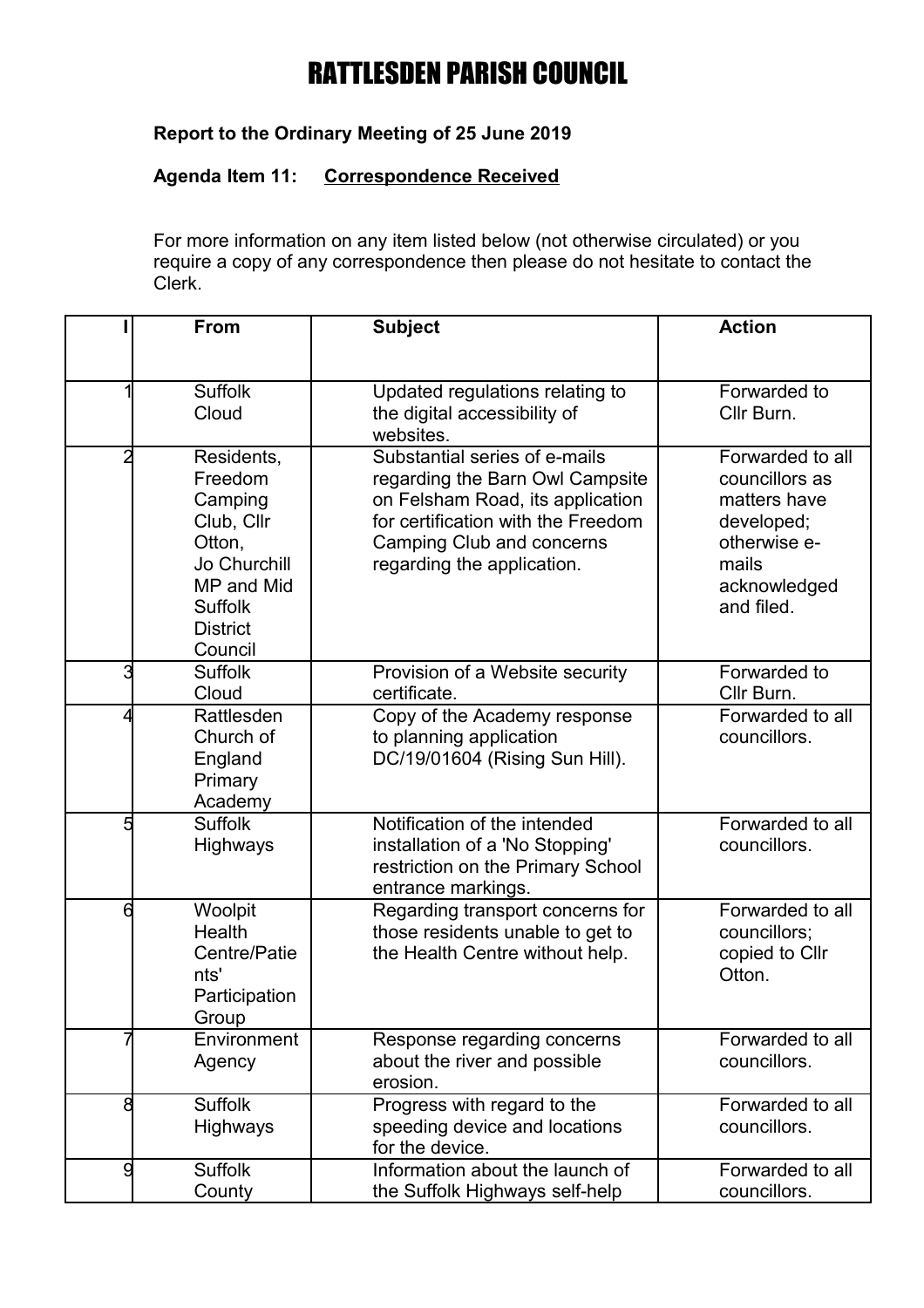# RATTLESDEN PARISH COUNCIL

**Report to the Ordinary Meeting of 25 June 2019**

**Agenda Item 11: Correspondence Received**

For more information on any item listed below (not otherwise circulated) or you require a copy of any correspondence then please do not hesitate to contact the Clerk.

| I | From | Subject | Action |
|---|---|---|---|
| 1 | Suffolk Cloud | Updated regulations relating to the digital accessibility of websites. | Forwarded to Cllr Burn. |
| 2 | Residents, Freedom Camping Club, Cllr Otton, Jo Churchill MP and Mid Suffolk District Council | Substantial series of e-mails regarding the Barn Owl Campsite on Felsham Road, its application for certification with the Freedom Camping Club and concerns regarding the application. | Forwarded to all councillors as matters have developed; otherwise e-mails acknowledged and filed. |
| 3 | Suffolk Cloud | Provision of a Website security certificate. | Forwarded to Cllr Burn. |
| 4 | Rattlesden Church of England Primary Academy | Copy of the Academy response to planning application DC/19/01604 (Rising Sun Hill). | Forwarded to all councillors. |
| 5 | Suffolk Highways | Notification of the intended installation of a 'No Stopping' restriction on the Primary School entrance markings. | Forwarded to all councillors. |
| 6 | Woolpit Health Centre/Patients' Participation Group | Regarding transport concerns for those residents unable to get to the Health Centre without help. | Forwarded to all councillors; copied to Cllr Otton. |
| 7 | Environment Agency | Response regarding concerns about the river and possible erosion. | Forwarded to all councillors. |
| 8 | Suffolk Highways | Progress with regard to the speeding device and locations for the device. | Forwarded to all councillors. |
| 9 | Suffolk County | Information about the launch of the Suffolk Highways self-help | Forwarded to all councillors. |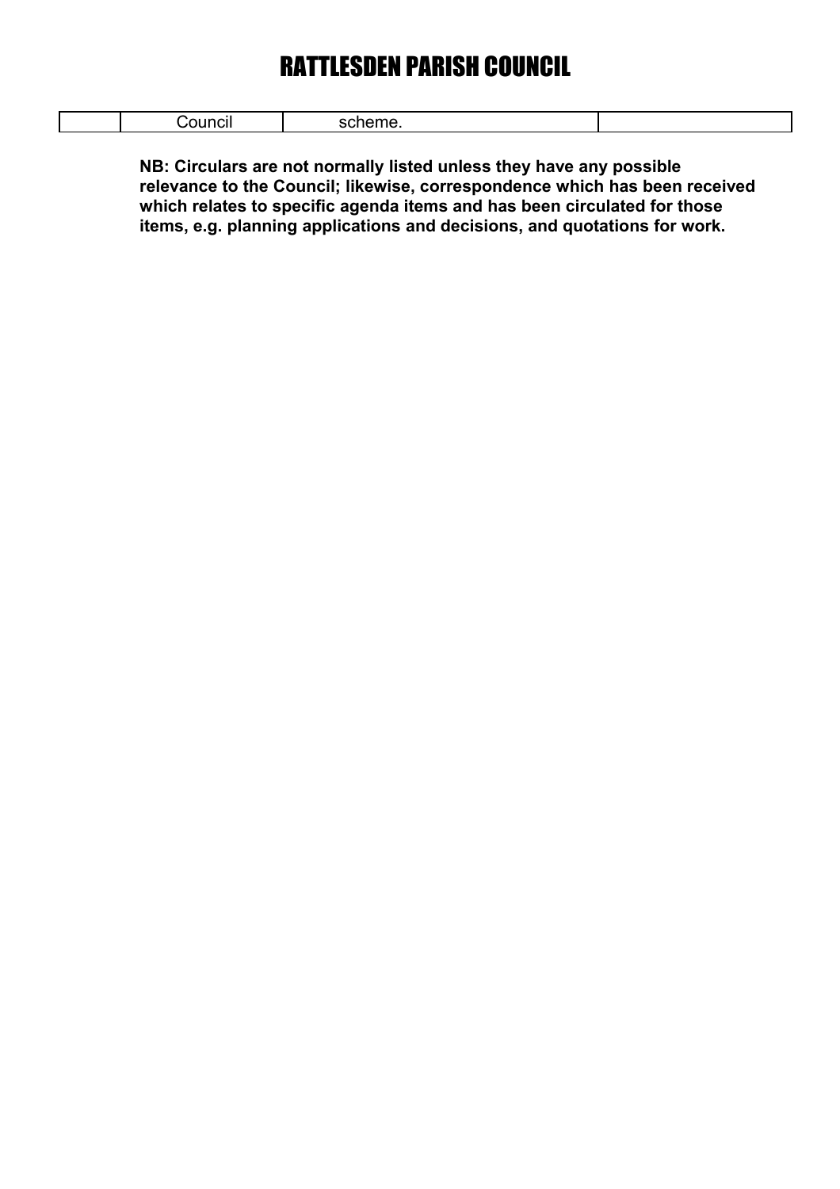| | | | |
|---|---|---|---|
| | Council | scheme. | |

**NB: Circulars are not normally listed unless they have any possible relevance to the Council; likewise, correspondence which has been received which relates to specific agenda items and has been circulated for those items, e.g. planning applications and decisions, and quotations for work.**